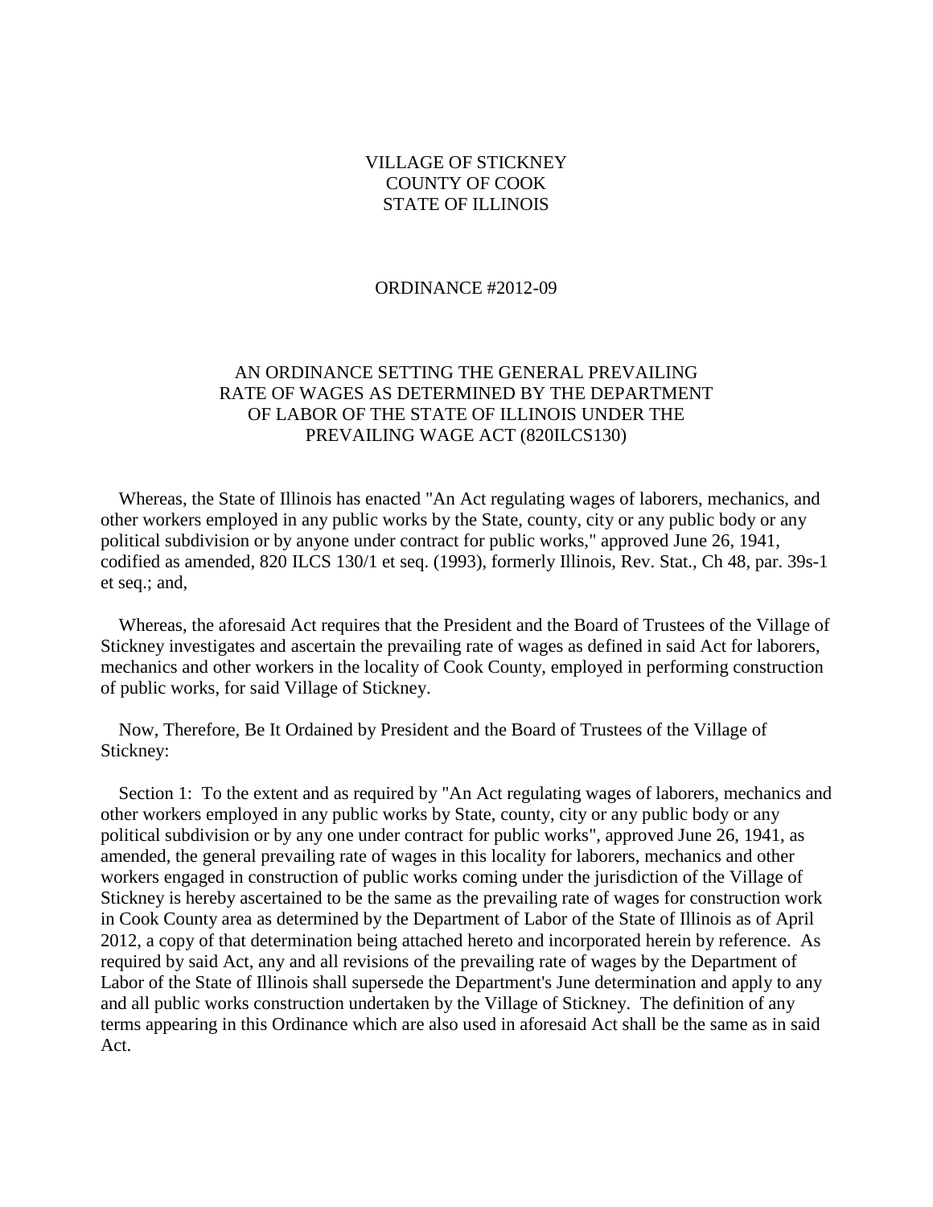VILLAGE OF STICKNEY
COUNTY OF COOK
STATE OF ILLINOIS

ORDINANCE #2012-09

AN ORDINANCE SETTING THE GENERAL PREVAILING RATE OF WAGES AS DETERMINED BY THE DEPARTMENT OF LABOR OF THE STATE OF ILLINOIS UNDER THE PREVAILING WAGE ACT (820ILCS130)

Whereas, the State of Illinois has enacted "An Act regulating wages of laborers, mechanics, and other workers employed in any public works by the State, county, city or any public body or any political subdivision or by anyone under contract for public works," approved June 26, 1941, codified as amended, 820 ILCS 130/1 et seq. (1993), formerly Illinois, Rev. Stat., Ch 48, par. 39s-1 et seq.; and,

Whereas, the aforesaid Act requires that the President and the Board of Trustees of the Village of Stickney investigates and ascertain the prevailing rate of wages as defined in said Act for laborers, mechanics and other workers in the locality of Cook County, employed in performing construction of public works, for said Village of Stickney.

Now, Therefore, Be It Ordained by President and the Board of Trustees of the Village of Stickney:

Section 1: To the extent and as required by "An Act regulating wages of laborers, mechanics and other workers employed in any public works by State, county, city or any public body or any political subdivision or by any one under contract for public works", approved June 26, 1941, as amended, the general prevailing rate of wages in this locality for laborers, mechanics and other workers engaged in construction of public works coming under the jurisdiction of the Village of Stickney is hereby ascertained to be the same as the prevailing rate of wages for construction work in Cook County area as determined by the Department of Labor of the State of Illinois as of April 2012, a copy of that determination being attached hereto and incorporated herein by reference. As required by said Act, any and all revisions of the prevailing rate of wages by the Department of Labor of the State of Illinois shall supersede the Department's June determination and apply to any and all public works construction undertaken by the Village of Stickney. The definition of any terms appearing in this Ordinance which are also used in aforesaid Act shall be the same as in said Act.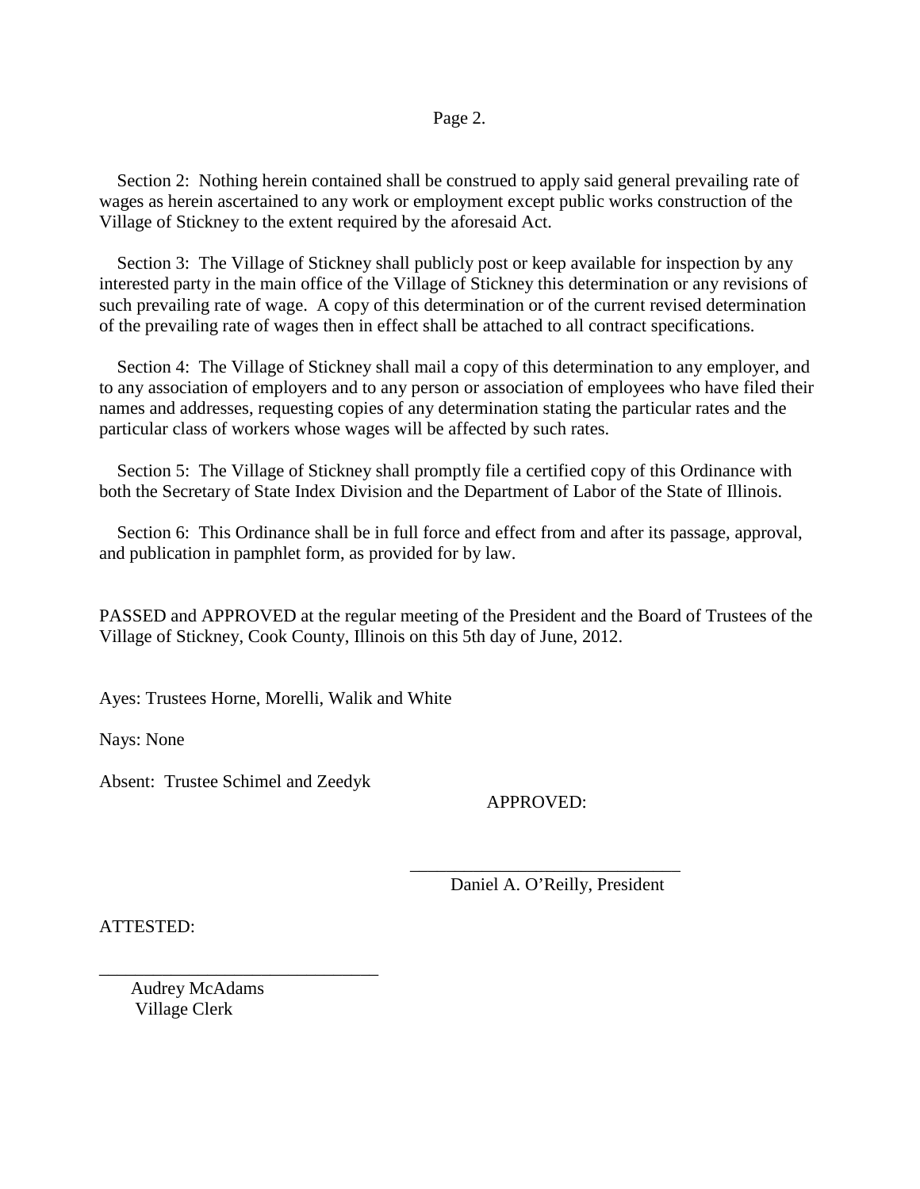Section 2: Nothing herein contained shall be construed to apply said general prevailing rate of wages as herein ascertained to any work or employment except public works construction of the Village of Stickney to the extent required by the aforesaid Act.

Section 3: The Village of Stickney shall publicly post or keep available for inspection by any interested party in the main office of the Village of Stickney this determination or any revisions of such prevailing rate of wage. A copy of this determination or of the current revised determination of the prevailing rate of wages then in effect shall be attached to all contract specifications.

Section 4: The Village of Stickney shall mail a copy of this determination to any employer, and to any association of employers and to any person or association of employees who have filed their names and addresses, requesting copies of any determination stating the particular rates and the particular class of workers whose wages will be affected by such rates.

Section 5: The Village of Stickney shall promptly file a certified copy of this Ordinance with both the Secretary of State Index Division and the Department of Labor of the State of Illinois.

Section 6: This Ordinance shall be in full force and effect from and after its passage, approval, and publication in pamphlet form, as provided for by law.

PASSED and APPROVED at the regular meeting of the President and the Board of Trustees of the Village of Stickney, Cook County, Illinois on this 5th day of June, 2012.

Ayes: Trustees Horne, Morelli, Walik and White

Nays: None

Absent: Trustee Schimel and Zeedyk

APPROVED:

______________________________
Daniel A. O'Reilly, President

ATTESTED:

______________________________
Audrey McAdams
Village Clerk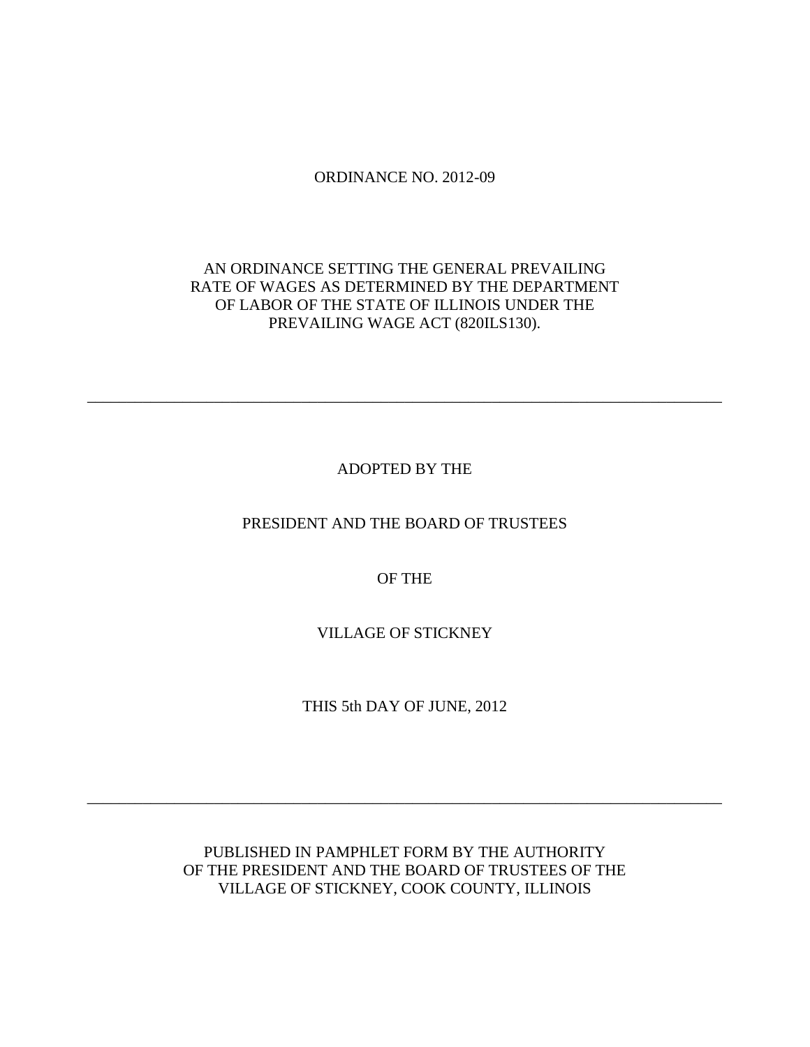ORDINANCE NO. 2012-09

AN ORDINANCE SETTING THE GENERAL PREVAILING RATE OF WAGES AS DETERMINED BY THE DEPARTMENT OF LABOR OF THE STATE OF ILLINOIS UNDER THE PREVAILING WAGE ACT (820ILS130).

---

ADOPTED BY THE

PRESIDENT AND THE BOARD OF TRUSTEES

OF THE

VILLAGE OF STICKNEY

THIS 5th DAY OF JUNE, 2012

---

PUBLISHED IN PAMPHLET FORM BY THE AUTHORITY OF THE PRESIDENT AND THE BOARD OF TRUSTEES OF THE VILLAGE OF STICKNEY, COOK COUNTY, ILLINOIS